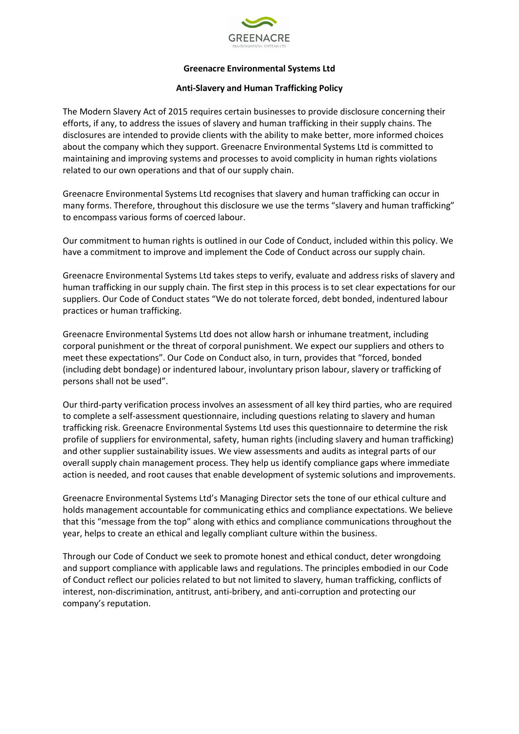GREENACRE
ENVIRONMENTAL SYSTEMS LTD

**Greenacre Environmental Systems Ltd**

**Anti-Slavery and Human Trafficking Policy**

The Modern Slavery Act of 2015 requires certain businesses to provide disclosure concerning their efforts, if any, to address the issues of slavery and human trafficking in their supply chains. The disclosures are intended to provide clients with the ability to make better, more informed choices about the company which they support. Greenacre Environmental Systems Ltd is committed to maintaining and improving systems and processes to avoid complicity in human rights violations related to our own operations and that of our supply chain.

Greenacre Environmental Systems Ltd recognises that slavery and human trafficking can occur in many forms. Therefore, throughout this disclosure we use the terms "slavery and human trafficking" to encompass various forms of coerced labour.

Our commitment to human rights is outlined in our Code of Conduct, included within this policy. We have a commitment to improve and implement the Code of Conduct across our supply chain.

Greenacre Environmental Systems Ltd takes steps to verify, evaluate and address risks of slavery and human trafficking in our supply chain. The first step in this process is to set clear expectations for our suppliers. Our Code of Conduct states "We do not tolerate forced, debt bonded, indentured labour practices or human trafficking.

Greenacre Environmental Systems Ltd does not allow harsh or inhumane treatment, including corporal punishment or the threat of corporal punishment. We expect our suppliers and others to meet these expectations". Our Code on Conduct also, in turn, provides that "forced, bonded (including debt bondage) or indentured labour, involuntary prison labour, slavery or trafficking of persons shall not be used".

Our third-party verification process involves an assessment of all key third parties, who are required to complete a self-assessment questionnaire, including questions relating to slavery and human trafficking risk. Greenacre Environmental Systems Ltd uses this questionnaire to determine the risk profile of suppliers for environmental, safety, human rights (including slavery and human trafficking) and other supplier sustainability issues. We view assessments and audits as integral parts of our overall supply chain management process. They help us identify compliance gaps where immediate action is needed, and root causes that enable development of systemic solutions and improvements.

Greenacre Environmental Systems Ltd's Managing Director sets the tone of our ethical culture and holds management accountable for communicating ethics and compliance expectations. We believe that this "message from the top" along with ethics and compliance communications throughout the year, helps to create an ethical and legally compliant culture within the business.

Through our Code of Conduct we seek to promote honest and ethical conduct, deter wrongdoing and support compliance with applicable laws and regulations. The principles embodied in our Code of Conduct reflect our policies related to but not limited to slavery, human trafficking, conflicts of interest, non-discrimination, antitrust, anti-bribery, and anti-corruption and protecting our company's reputation.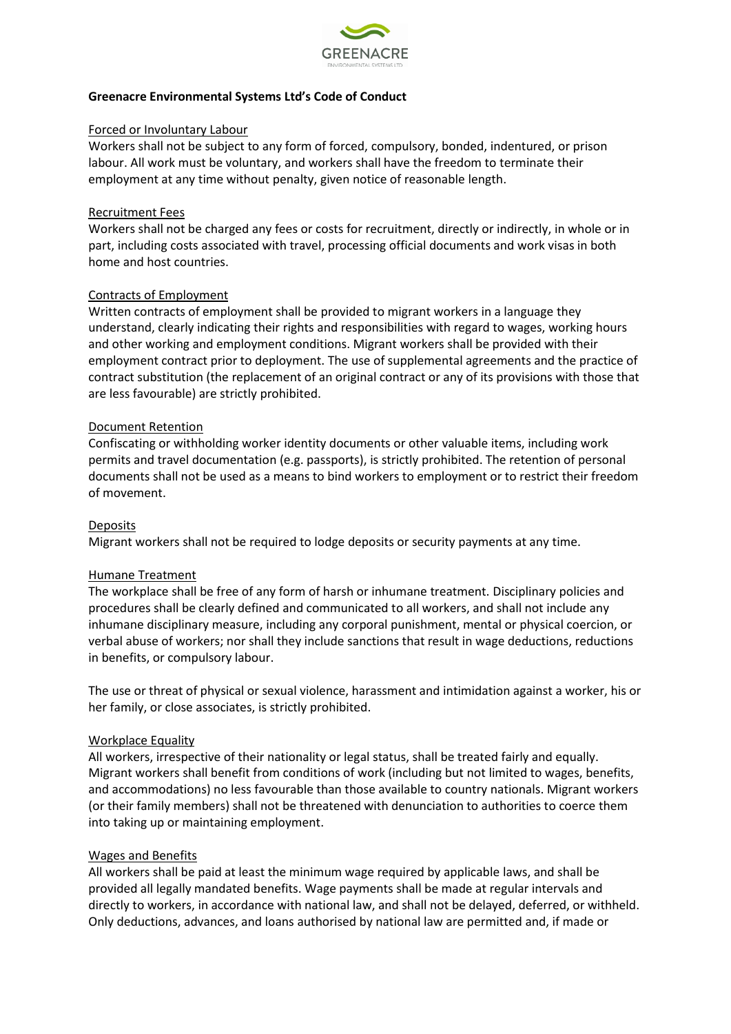**Greenacre Environmental Systems Ltd's Code of Conduct**

Forced or Involuntary Labour

Workers shall not be subject to any form of forced, compulsory, bonded, indentured, or prison labour. All work must be voluntary, and workers shall have the freedom to terminate their employment at any time without penalty, given notice of reasonable length.

Recruitment Fees

Workers shall not be charged any fees or costs for recruitment, directly or indirectly, in whole or in part, including costs associated with travel, processing official documents and work visas in both home and host countries.

Contracts of Employment

Written contracts of employment shall be provided to migrant workers in a language they understand, clearly indicating their rights and responsibilities with regard to wages, working hours and other working and employment conditions. Migrant workers shall be provided with their employment contract prior to deployment. The use of supplemental agreements and the practice of contract substitution (the replacement of an original contract or any of its provisions with those that are less favourable) are strictly prohibited.

Document Retention

Confiscating or withholding worker identity documents or other valuable items, including work permits and travel documentation (e.g. passports), is strictly prohibited. The retention of personal documents shall not be used as a means to bind workers to employment or to restrict their freedom of movement.

Deposits

Migrant workers shall not be required to lodge deposits or security payments at any time.

Humane Treatment

The workplace shall be free of any form of harsh or inhumane treatment. Disciplinary policies and procedures shall be clearly defined and communicated to all workers, and shall not include any inhumane disciplinary measure, including any corporal punishment, mental or physical coercion, or verbal abuse of workers; nor shall they include sanctions that result in wage deductions, reductions in benefits, or compulsory labour.

The use or threat of physical or sexual violence, harassment and intimidation against a worker, his or her family, or close associates, is strictly prohibited.

Workplace Equality

All workers, irrespective of their nationality or legal status, shall be treated fairly and equally. Migrant workers shall benefit from conditions of work (including but not limited to wages, benefits, and accommodations) no less favourable than those available to country nationals. Migrant workers (or their family members) shall not be threatened with denunciation to authorities to coerce them into taking up or maintaining employment.

Wages and Benefits

All workers shall be paid at least the minimum wage required by applicable laws, and shall be provided all legally mandated benefits. Wage payments shall be made at regular intervals and directly to workers, in accordance with national law, and shall not be delayed, deferred, or withheld. Only deductions, advances, and loans authorised by national law are permitted and, if made or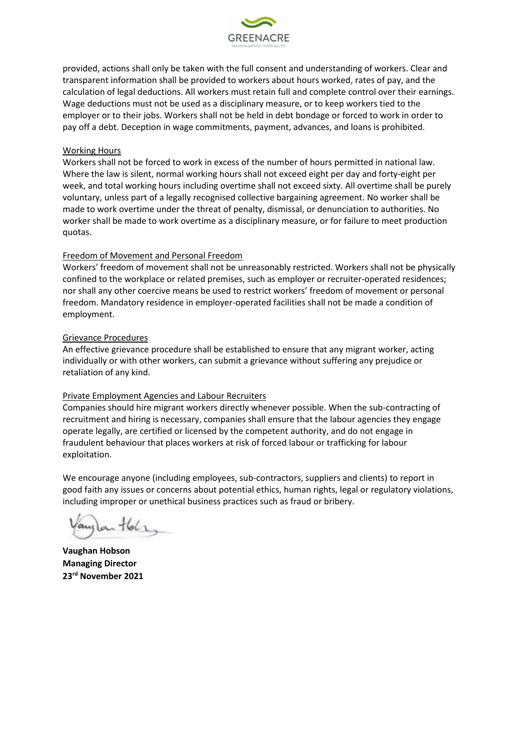provided, actions shall only be taken with the full consent and understanding of workers. Clear and transparent information shall be provided to workers about hours worked, rates of pay, and the calculation of legal deductions. All workers must retain full and complete control over their earnings. Wage deductions must not be used as a disciplinary measure, or to keep workers tied to the employer or to their jobs. Workers shall not be held in debt bondage or forced to work in order to pay off a debt. Deception in wage commitments, payment, advances, and loans is prohibited.

<u>Working Hours</u>

Workers shall not be forced to work in excess of the number of hours permitted in national law. Where the law is silent, normal working hours shall not exceed eight per day and forty-eight per week, and total working hours including overtime shall not exceed sixty. All overtime shall be purely voluntary, unless part of a legally recognised collective bargaining agreement. No worker shall be made to work overtime under the threat of penalty, dismissal, or denunciation to authorities. No worker shall be made to work overtime as a disciplinary measure, or for failure to meet production quotas.

<u>Freedom of Movement and Personal Freedom</u>

Workers' freedom of movement shall not be unreasonably restricted. Workers shall not be physically confined to the workplace or related premises, such as employer or recruiter-operated residences; nor shall any other coercive means be used to restrict workers' freedom of movement or personal freedom. Mandatory residence in employer-operated facilities shall not be made a condition of employment.

<u>Grievance Procedures</u>

An effective grievance procedure shall be established to ensure that any migrant worker, acting individually or with other workers, can submit a grievance without suffering any prejudice or retaliation of any kind.

<u>Private Employment Agencies and Labour Recruiters</u>

Companies should hire migrant workers directly whenever possible. When the sub-contracting of recruitment and hiring is necessary, companies shall ensure that the labour agencies they engage operate legally, are certified or licensed by the competent authority, and do not engage in fraudulent behaviour that places workers at risk of forced labour or trafficking for labour exploitation.

We encourage anyone (including employees, sub-contractors, suppliers and clients) to report in good faith any issues or concerns about potential ethics, human rights, legal or regulatory violations, including improper or unethical business practices such as fraud or bribery.

**Vaughan Hobson**
**Managing Director**
**23rd November 2021**